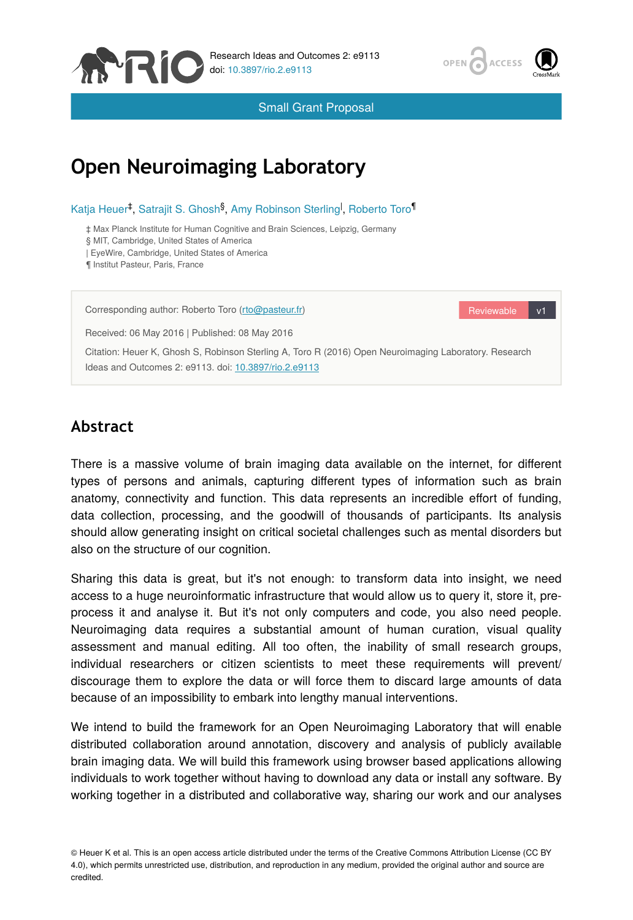Small Grant Proposal

# Open Neuroimaging Laboratory

Katja Heuer[‡], Satrajit S. Ghosh[§], Amy Robinson Sterling[|], Roberto Toro[¶]

‡ Max Planck Institute for Human Cognitive and Brain Sciences, Leipzig, Germany
§ MIT, Cambridge, United States of America
| EyeWire, Cambridge, United States of America
¶ Institut Pasteur, Paris, France

Corresponding author: Roberto Toro (rto@pasteur.fr)

Reviewable v1

Received: 06 May 2016 | Published: 08 May 2016

Citation: Heuer K, Ghosh S, Robinson Sterling A, Toro R (2016) Open Neuroimaging Laboratory. Research Ideas and Outcomes 2: e9113. doi: 10.3897/rio.2.e9113

## Abstract

There is a massive volume of brain imaging data available on the internet, for different types of persons and animals, capturing different types of information such as brain anatomy, connectivity and function. This data represents an incredible effort of funding, data collection, processing, and the goodwill of thousands of participants. Its analysis should allow generating insight on critical societal challenges such as mental disorders but also on the structure of our cognition.

Sharing this data is great, but it's not enough: to transform data into insight, we need access to a huge neuroinformatic infrastructure that would allow us to query it, store it, pre-process it and analyse it. But it's not only computers and code, you also need people. Neuroimaging data requires a substantial amount of human curation, visual quality assessment and manual editing. All too often, the inability of small research groups, individual researchers or citizen scientists to meet these requirements will prevent/ discourage them to explore the data or will force them to discard large amounts of data because of an impossibility to embark into lengthy manual interventions.

We intend to build the framework for an Open Neuroimaging Laboratory that will enable distributed collaboration around annotation, discovery and analysis of publicly available brain imaging data. We will build this framework using browser based applications allowing individuals to work together without having to download any data or install any software. By working together in a distributed and collaborative way, sharing our work and our analyses

© Heuer K et al. This is an open access article distributed under the terms of the Creative Commons Attribution License (CC BY 4.0), which permits unrestricted use, distribution, and reproduction in any medium, provided the original author and source are credited.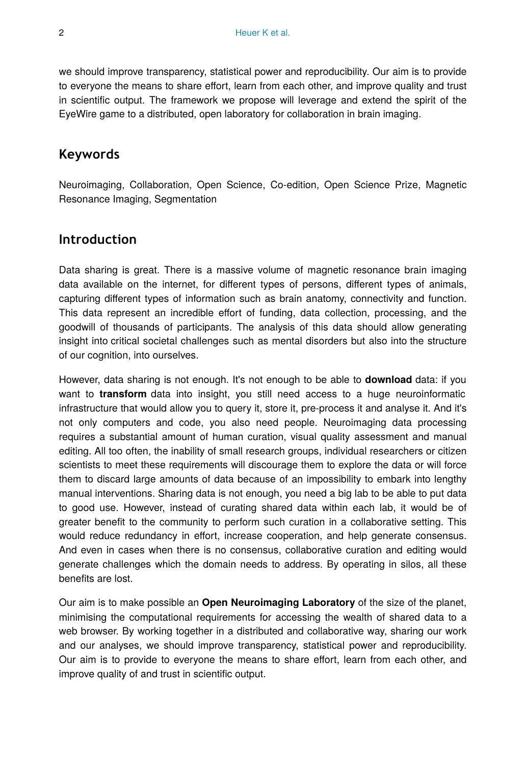we should improve transparency, statistical power and reproducibility. Our aim is to provide to everyone the means to share effort, learn from each other, and improve quality and trust in scientific output. The framework we propose will leverage and extend the spirit of the EyeWire game to a distributed, open laboratory for collaboration in brain imaging.

## Keywords

Neuroimaging, Collaboration, Open Science, Co-edition, Open Science Prize, Magnetic Resonance Imaging, Segmentation

## Introduction

Data sharing is great. There is a massive volume of magnetic resonance brain imaging data available on the internet, for different types of persons, different types of animals, capturing different types of information such as brain anatomy, connectivity and function. This data represent an incredible effort of funding, data collection, processing, and the goodwill of thousands of participants. The analysis of this data should allow generating insight into critical societal challenges such as mental disorders but also into the structure of our cognition, into ourselves.

However, data sharing is not enough. It's not enough to be able to **download** data: if you want to **transform** data into insight, you still need access to a huge neuroinformatic infrastructure that would allow you to query it, store it, pre-process it and analyse it. And it's not only computers and code, you also need people. Neuroimaging data processing requires a substantial amount of human curation, visual quality assessment and manual editing. All too often, the inability of small research groups, individual researchers or citizen scientists to meet these requirements will discourage them to explore the data or will force them to discard large amounts of data because of an impossibility to embark into lengthy manual interventions. Sharing data is not enough, you need a big lab to be able to put data to good use. However, instead of curating shared data within each lab, it would be of greater benefit to the community to perform such curation in a collaborative setting. This would reduce redundancy in effort, increase cooperation, and help generate consensus. And even in cases when there is no consensus, collaborative curation and editing would generate challenges which the domain needs to address. By operating in silos, all these benefits are lost.

Our aim is to make possible an **Open Neuroimaging Laboratory** of the size of the planet, minimising the computational requirements for accessing the wealth of shared data to a web browser. By working together in a distributed and collaborative way, sharing our work and our analyses, we should improve transparency, statistical power and reproducibility. Our aim is to provide to everyone the means to share effort, learn from each other, and improve quality of and trust in scientific output.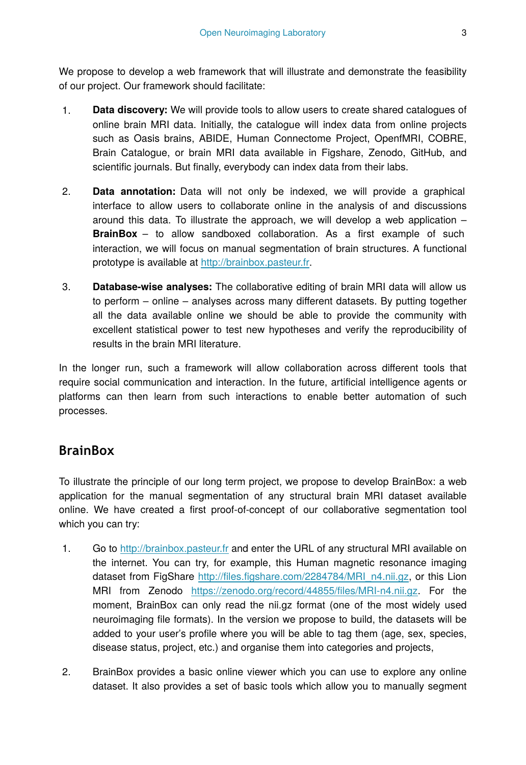We propose to develop a web framework that will illustrate and demonstrate the feasibility of our project. Our framework should facilitate:

1. **Data discovery:** We will provide tools to allow users to create shared catalogues of online brain MRI data. Initially, the catalogue will index data from online projects such as Oasis brains, ABIDE, Human Connectome Project, OpenfMRI, COBRE, Brain Catalogue, or brain MRI data available in Figshare, Zenodo, GitHub, and scientific journals. But finally, everybody can index data from their labs.

2. **Data annotation:** Data will not only be indexed, we will provide a graphical interface to allow users to collaborate online in the analysis of and discussions around this data. To illustrate the approach, we will develop a web application – **BrainBox** – to allow sandboxed collaboration. As a first example of such interaction, we will focus on manual segmentation of brain structures. A functional prototype is available at http://brainbox.pasteur.fr.

3. **Database-wise analyses:** The collaborative editing of brain MRI data will allow us to perform – online – analyses across many different datasets. By putting together all the data available online we should be able to provide the community with excellent statistical power to test new hypotheses and verify the reproducibility of results in the brain MRI literature.

In the longer run, such a framework will allow collaboration across different tools that require social communication and interaction. In the future, artificial intelligence agents or platforms can then learn from such interactions to enable better automation of such processes.

## BrainBox

To illustrate the principle of our long term project, we propose to develop BrainBox: a web application for the manual segmentation of any structural brain MRI dataset available online. We have created a first proof-of-concept of our collaborative segmentation tool which you can try:

1. Go to http://brainbox.pasteur.fr and enter the URL of any structural MRI available on the internet. You can try, for example, this Human magnetic resonance imaging dataset from FigShare http://files.figshare.com/2284784/MRI_n4.nii.gz, or this Lion MRI from Zenodo https://zenodo.org/record/44855/files/MRI-n4.nii.gz. For the moment, BrainBox can only read the nii.gz format (one of the most widely used neuroimaging file formats). In the version we propose to build, the datasets will be added to your user's profile where you will be able to tag them (age, sex, species, disease status, project, etc.) and organise them into categories and projects,

2. BrainBox provides a basic online viewer which you can use to explore any online dataset. It also provides a set of basic tools which allow you to manually segment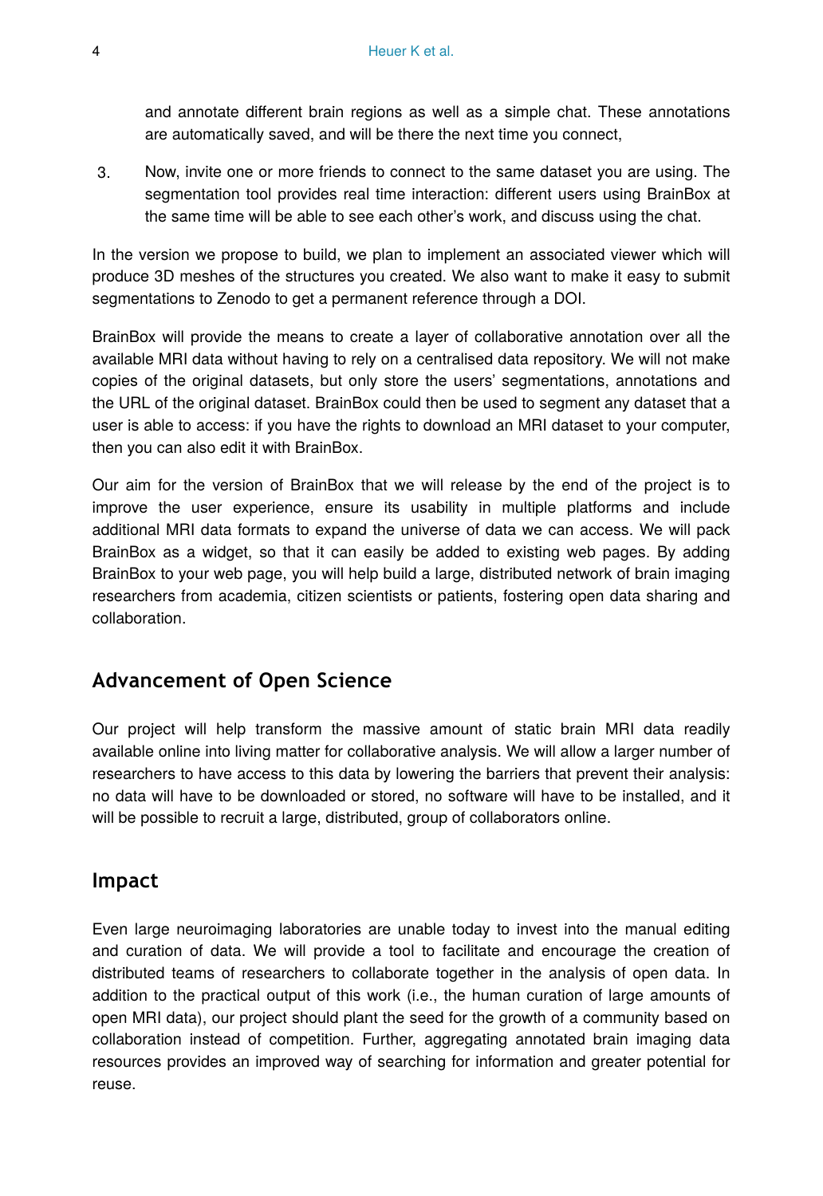and annotate different brain regions as well as a simple chat. These annotations are automatically saved, and will be there the next time you connect,

3. Now, invite one or more friends to connect to the same dataset you are using. The segmentation tool provides real time interaction: different users using BrainBox at the same time will be able to see each other's work, and discuss using the chat.

In the version we propose to build, we plan to implement an associated viewer which will produce 3D meshes of the structures you created. We also want to make it easy to submit segmentations to Zenodo to get a permanent reference through a DOI.

BrainBox will provide the means to create a layer of collaborative annotation over all the available MRI data without having to rely on a centralised data repository. We will not make copies of the original datasets, but only store the users' segmentations, annotations and the URL of the original dataset. BrainBox could then be used to segment any dataset that a user is able to access: if you have the rights to download an MRI dataset to your computer, then you can also edit it with BrainBox.

Our aim for the version of BrainBox that we will release by the end of the project is to improve the user experience, ensure its usability in multiple platforms and include additional MRI data formats to expand the universe of data we can access. We will pack BrainBox as a widget, so that it can easily be added to existing web pages. By adding BrainBox to your web page, you will help build a large, distributed network of brain imaging researchers from academia, citizen scientists or patients, fostering open data sharing and collaboration.

## Advancement of Open Science

Our project will help transform the massive amount of static brain MRI data readily available online into living matter for collaborative analysis. We will allow a larger number of researchers to have access to this data by lowering the barriers that prevent their analysis: no data will have to be downloaded or stored, no software will have to be installed, and it will be possible to recruit a large, distributed, group of collaborators online.

## Impact

Even large neuroimaging laboratories are unable today to invest into the manual editing and curation of data. We will provide a tool to facilitate and encourage the creation of distributed teams of researchers to collaborate together in the analysis of open data. In addition to the practical output of this work (i.e., the human curation of large amounts of open MRI data), our project should plant the seed for the growth of a community based on collaboration instead of competition. Further, aggregating annotated brain imaging data resources provides an improved way of searching for information and greater potential for reuse.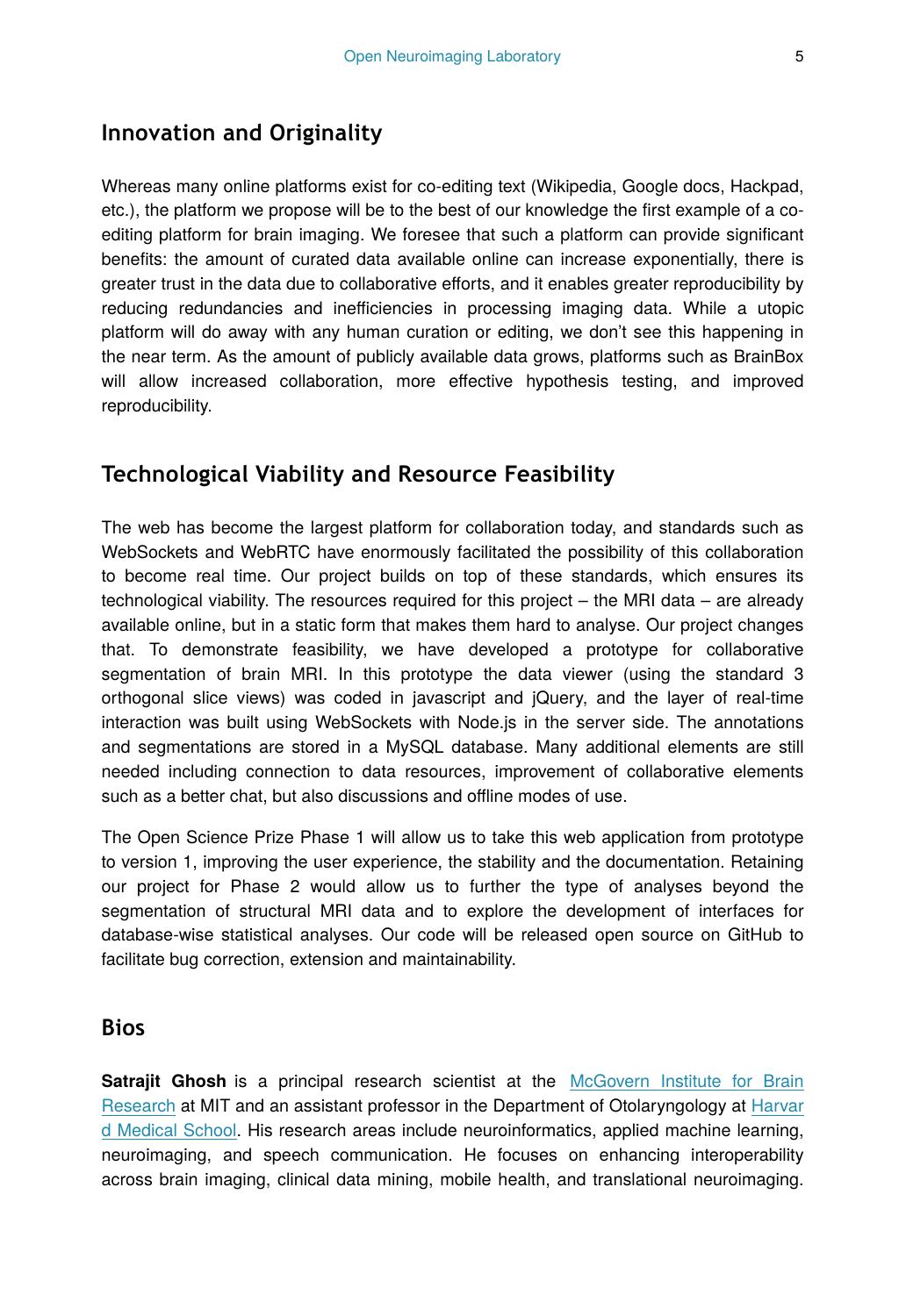## Innovation and Originality

Whereas many online platforms exist for co-editing text (Wikipedia, Google docs, Hackpad, etc.), the platform we propose will be to the best of our knowledge the first example of a co-editing platform for brain imaging. We foresee that such a platform can provide significant benefits: the amount of curated data available online can increase exponentially, there is greater trust in the data due to collaborative efforts, and it enables greater reproducibility by reducing redundancies and inefficiencies in processing imaging data. While a utopic platform will do away with any human curation or editing, we don't see this happening in the near term. As the amount of publicly available data grows, platforms such as BrainBox will allow increased collaboration, more effective hypothesis testing, and improved reproducibility.

## Technological Viability and Resource Feasibility

The web has become the largest platform for collaboration today, and standards such as WebSockets and WebRTC have enormously facilitated the possibility of this collaboration to become real time. Our project builds on top of these standards, which ensures its technological viability. The resources required for this project – the MRI data – are already available online, but in a static form that makes them hard to analyse. Our project changes that. To demonstrate feasibility, we have developed a prototype for collaborative segmentation of brain MRI. In this prototype the data viewer (using the standard 3 orthogonal slice views) was coded in javascript and jQuery, and the layer of real-time interaction was built using WebSockets with Node.js in the server side. The annotations and segmentations are stored in a MySQL database. Many additional elements are still needed including connection to data resources, improvement of collaborative elements such as a better chat, but also discussions and offline modes of use.

The Open Science Prize Phase 1 will allow us to take this web application from prototype to version 1, improving the user experience, the stability and the documentation. Retaining our project for Phase 2 would allow us to further the type of analyses beyond the segmentation of structural MRI data and to explore the development of interfaces for database-wise statistical analyses. Our code will be released open source on GitHub to facilitate bug correction, extension and maintainability.

## Bios

**Satrajit Ghosh** is a principal research scientist at the McGovern Institute for Brain Research at MIT and an assistant professor in the Department of Otolaryngology at Harvard Medical School. His research areas include neuroinformatics, applied machine learning, neuroimaging, and speech communication. He focuses on enhancing interoperability across brain imaging, clinical data mining, mobile health, and translational neuroimaging.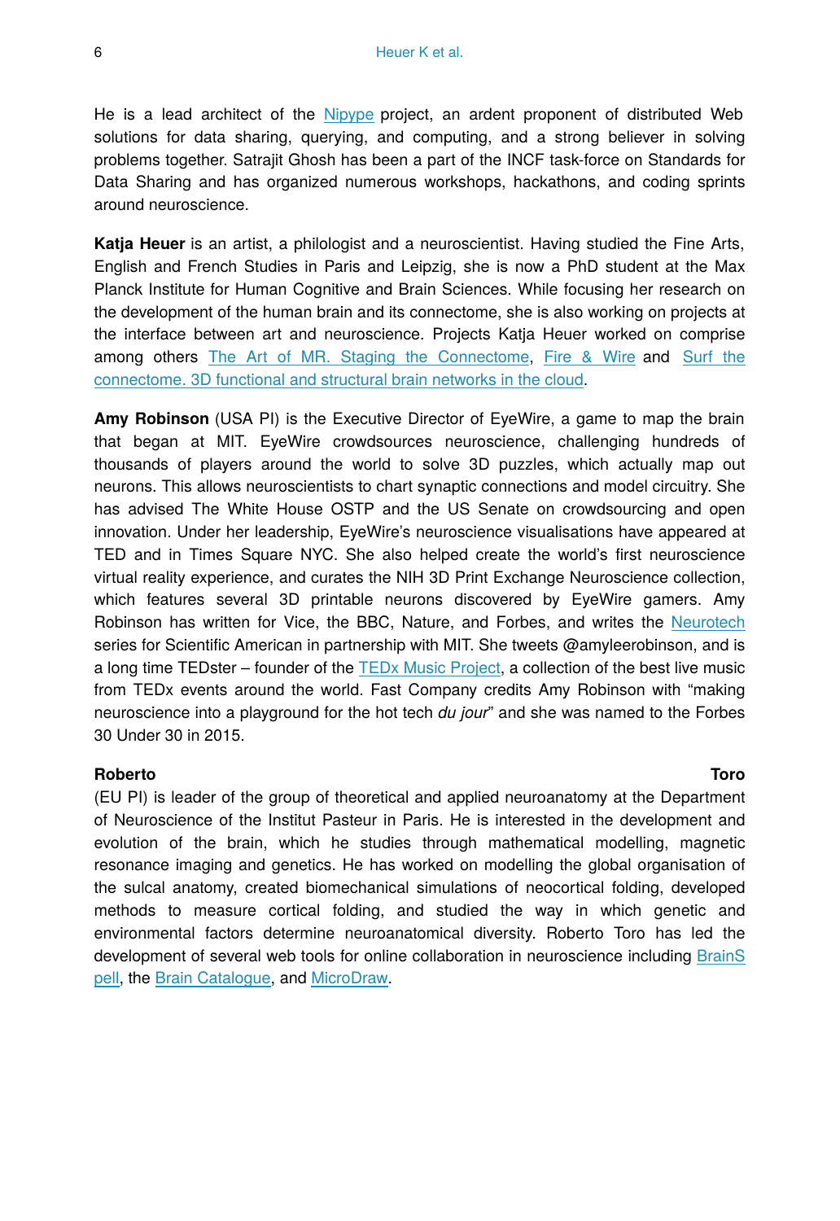He is a lead architect of the Nipype project, an ardent proponent of distributed Web solutions for data sharing, querying, and computing, and a strong believer in solving problems together. Satrajit Ghosh has been a part of the INCF task-force on Standards for Data Sharing and has organized numerous workshops, hackathons, and coding sprints around neuroscience.

**Katja Heuer** is an artist, a philologist and a neuroscientist. Having studied the Fine Arts, English and French Studies in Paris and Leipzig, she is now a PhD student at the Max Planck Institute for Human Cognitive and Brain Sciences. While focusing her research on the development of the human brain and its connectome, she is also working on projects at the interface between art and neuroscience. Projects Katja Heuer worked on comprise among others The Art of MR. Staging the Connectome, Fire & Wire and Surf the connectome. 3D functional and structural brain networks in the cloud.

**Amy Robinson** (USA PI) is the Executive Director of EyeWire, a game to map the brain that began at MIT. EyeWire crowdsources neuroscience, challenging hundreds of thousands of players around the world to solve 3D puzzles, which actually map out neurons. This allows neuroscientists to chart synaptic connections and model circuitry. She has advised The White House OSTP and the US Senate on crowdsourcing and open innovation. Under her leadership, EyeWire's neuroscience visualisations have appeared at TED and in Times Square NYC. She also helped create the world's first neuroscience virtual reality experience, and curates the NIH 3D Print Exchange Neuroscience collection, which features several 3D printable neurons discovered by EyeWire gamers. Amy Robinson has written for Vice, the BBC, Nature, and Forbes, and writes the Neurotech series for Scientific American in partnership with MIT. She tweets @amyleerobinson, and is a long time TEDster – founder of the TEDx Music Project, a collection of the best live music from TEDx events around the world. Fast Company credits Amy Robinson with "making neuroscience into a playground for the hot tech *du jour*" and she was named to the Forbes 30 Under 30 in 2015.

**Roberto Toro** (EU PI) is leader of the group of theoretical and applied neuroanatomy at the Department of Neuroscience of the Institut Pasteur in Paris. He is interested in the development and evolution of the brain, which he studies through mathematical modelling, magnetic resonance imaging and genetics. He has worked on modelling the global organisation of the sulcal anatomy, created biomechanical simulations of neocortical folding, developed methods to measure cortical folding, and studied the way in which genetic and environmental factors determine neuroanatomical diversity. Roberto Toro has led the development of several web tools for online collaboration in neuroscience including BrainSpell, the Brain Catalogue, and MicroDraw.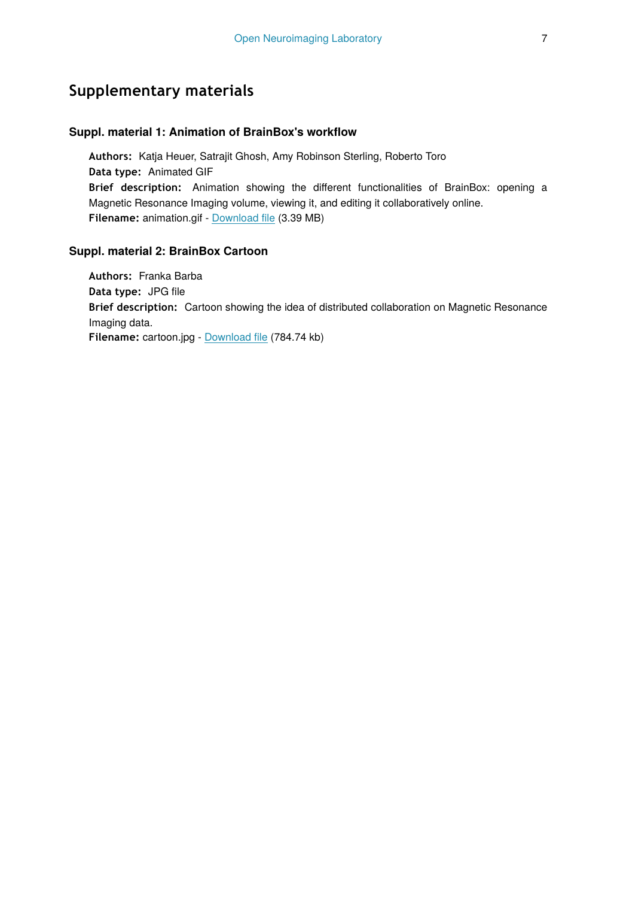## Supplementary materials

### Suppl. material 1: Animation of BrainBox's workflow

**Authors:** Katja Heuer, Satrajit Ghosh, Amy Robinson Sterling, Roberto Toro
**Data type:** Animated GIF
**Brief description:** Animation showing the different functionalities of BrainBox: opening a Magnetic Resonance Imaging volume, viewing it, and editing it collaboratively online.
**Filename:** animation.gif - Download file (3.39 MB)

### Suppl. material 2: BrainBox Cartoon

**Authors:** Franka Barba
**Data type:** JPG file
**Brief description:** Cartoon showing the idea of distributed collaboration on Magnetic Resonance Imaging data.
**Filename:** cartoon.jpg - Download file (784.74 kb)